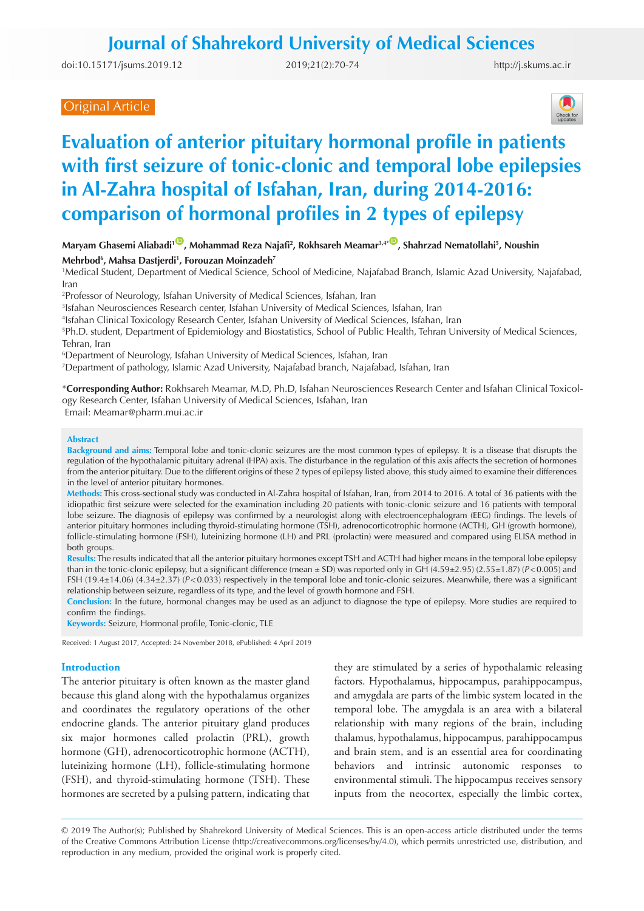# Journal of Shahrekord University of Medical Sciences

doi:10.15171/jsums.2019.12

http://j.skums.ac.ir

Original Article

# Evaluation of anterior pituitary hormonal profile in patients with first seizure of tonic-clonic and temporal lobe epilepsies in Al-Zahra hospital of Isfahan, Iran, during 2014-2016: comparison of hormonal profiles in 2 types of epilepsy

**Maryam Ghasemi Aliabadi[1], Mohammad Reza Najafi[2], Rokhsareh Meamar[3,4*], Shahrzad Nematollahi[5], Noushin Mehrbod[6], Mahsa Dastjerdi[1], Forouzan Moinzadeh[7]**

[1]Medical Student, Department of Medical Science, School of Medicine, Najafabad Branch, Islamic Azad University, Najafabad, Iran

[2]Professor of Neurology, Isfahan University of Medical Sciences, Isfahan, Iran

[3]Isfahan Neurosciences Research center, Isfahan University of Medical Sciences, Isfahan, Iran

[4]Isfahan Clinical Toxicology Research Center, Isfahan University of Medical Sciences, Isfahan, Iran

[5]Ph.D. student, Department of Epidemiology and Biostatistics, School of Public Health, Tehran University of Medical Sciences, Tehran, Iran

[6]Department of Neurology, Isfahan University of Medical Sciences, Isfahan, Iran

[7]Department of pathology, Islamic Azad University, Najafabad branch, Najafabad, Isfahan, Iran

***Corresponding Author:** Rokhsareh Meamar, M.D, Ph.D, Isfahan Neurosciences Research Center and Isfahan Clinical Toxicology Research Center, Isfahan University of Medical Sciences, Isfahan, Iran
Email: Meamar@pharm.mui.ac.ir

## Abstract

**Background and aims:** Temporal lobe and tonic-clonic seizures are the most common types of epilepsy. It is a disease that disrupts the regulation of the hypothalamic pituitary adrenal (HPA) axis. The disturbance in the regulation of this axis affects the secretion of hormones from the anterior pituitary. Due to the different origins of these 2 types of epilepsy listed above, this study aimed to examine their differences in the level of anterior pituitary hormones.

**Methods:** This cross-sectional study was conducted in Al-Zahra hospital of Isfahan, Iran, from 2014 to 2016. A total of 36 patients with the idiopathic first seizure were selected for the examination including 20 patients with tonic-clonic seizure and 16 patients with temporal lobe seizure. The diagnosis of epilepsy was confirmed by a neurologist along with electroencephalogram (EEG) findings. The levels of anterior pituitary hormones including thyroid-stimulating hormone (TSH), adrenocorticotrophic hormone (ACTH), GH (growth hormone), follicle-stimulating hormone (FSH), luteinizing hormone (LH) and PRL (prolactin) were measured and compared using ELISA method in both groups.

**Results:** The results indicated that all the anterior pituitary hormones except TSH and ACTH had higher means in the temporal lobe epilepsy than in the tonic-clonic epilepsy, but a significant difference (mean ± SD) was reported only in GH (4.59±2.95) (2.55±1.87) ($P<0.005$) and FSH (19.4±14.06) (4.34±2.37) ($P<0.033$) respectively in the temporal lobe and tonic-clonic seizures. Meanwhile, there was a significant relationship between seizure, regardless of its type, and the level of growth hormone and FSH.

**Conclusion:** In the future, hormonal changes may be used as an adjunct to diagnose the type of epilepsy. More studies are required to confirm the findings.

**Keywords:** Seizure, Hormonal profile, Tonic-clonic, TLE

Received: 1 August 2017, Accepted: 24 November 2018, ePublished: 4 April 2019

## Introduction

The anterior pituitary is often known as the master gland because this gland along with the hypothalamus organizes and coordinates the regulatory operations of the other endocrine glands. The anterior pituitary gland produces six major hormones called prolactin (PRL), growth hormone (GH), adrenocorticotrophic hormone (ACTH), luteinizing hormone (LH), follicle-stimulating hormone (FSH), and thyroid-stimulating hormone (TSH). These hormones are secreted by a pulsing pattern, indicating that they are stimulated by a series of hypothalamic releasing factors. Hypothalamus, hippocampus, parahippocampus, and amygdala are parts of the limbic system located in the temporal lobe. The amygdala is an area with a bilateral relationship with many regions of the brain, including thalamus, hypothalamus, hippocampus, parahippocampus and brain stem, and is an essential area for coordinating behaviors and intrinsic autonomic responses to environmental stimuli. The hippocampus receives sensory inputs from the neocortex, especially the limbic cortex,

© 2019 The Author(s); Published by Shahrekord University of Medical Sciences. This is an open-access article distributed under the terms of the Creative Commons Attribution License (http://creativecommons.org/licenses/by/4.0), which permits unrestricted use, distribution, and reproduction in any medium, provided the original work is properly cited.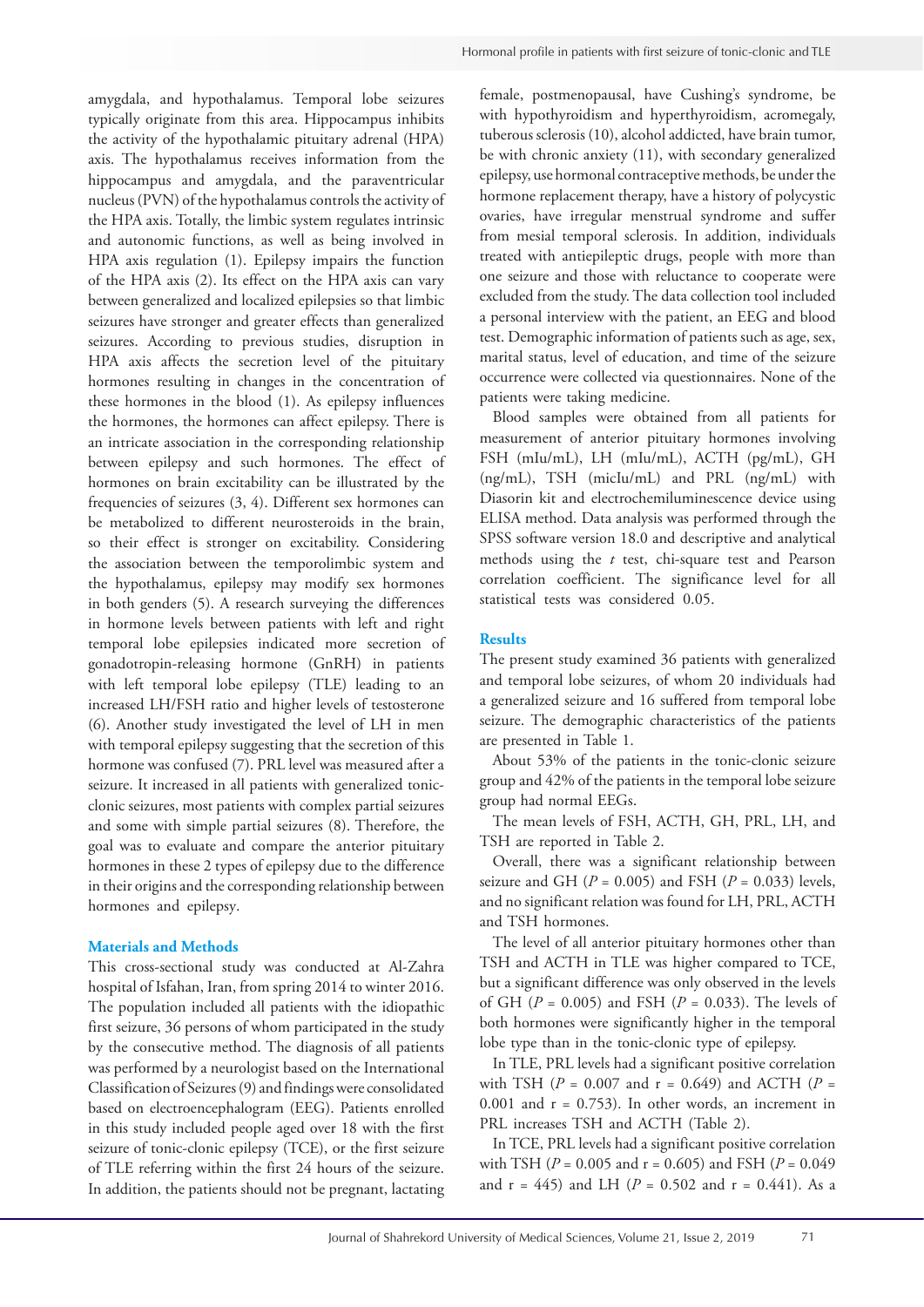amygdala, and hypothalamus. Temporal lobe seizures typically originate from this area. Hippocampus inhibits the activity of the hypothalamic pituitary adrenal (HPA) axis. The hypothalamus receives information from the hippocampus and amygdala, and the paraventricular nucleus (PVN) of the hypothalamus controls the activity of the HPA axis. Totally, the limbic system regulates intrinsic and autonomic functions, as well as being involved in HPA axis regulation (1). Epilepsy impairs the function of the HPA axis (2). Its effect on the HPA axis can vary between generalized and localized epilepsies so that limbic seizures have stronger and greater effects than generalized seizures. According to previous studies, disruption in HPA axis affects the secretion level of the pituitary hormones resulting in changes in the concentration of these hormones in the blood (1). As epilepsy influences the hormones, the hormones can affect epilepsy. There is an intricate association in the corresponding relationship between epilepsy and such hormones. The effect of hormones on brain excitability can be illustrated by the frequencies of seizures (3, 4). Different sex hormones can be metabolized to different neurosteroids in the brain, so their effect is stronger on excitability. Considering the association between the temporolimbic system and the hypothalamus, epilepsy may modify sex hormones in both genders (5). A research surveying the differences in hormone levels between patients with left and right temporal lobe epilepsies indicated more secretion of gonadotropin-releasing hormone (GnRH) in patients with left temporal lobe epilepsy (TLE) leading to an increased LH/FSH ratio and higher levels of testosterone (6). Another study investigated the level of LH in men with temporal epilepsy suggesting that the secretion of this hormone was confused (7). PRL level was measured after a seizure. It increased in all patients with generalized tonic-clonic seizures, most patients with complex partial seizures and some with simple partial seizures (8). Therefore, the goal was to evaluate and compare the anterior pituitary hormones in these 2 types of epilepsy due to the difference in their origins and the corresponding relationship between hormones and epilepsy.

## Materials and Methods

This cross-sectional study was conducted at Al-Zahra hospital of Isfahan, Iran, from spring 2014 to winter 2016. The population included all patients with the idiopathic first seizure, 36 persons of whom participated in the study by the consecutive method. The diagnosis of all patients was performed by a neurologist based on the International Classification of Seizures (9) and findings were consolidated based on electroencephalogram (EEG). Patients enrolled in this study included people aged over 18 with the first seizure of tonic-clonic epilepsy (TCE), or the first seizure of TLE referring within the first 24 hours of the seizure. In addition, the patients should not be pregnant, lactating female, postmenopausal, have Cushing's syndrome, be with hypothyroidism and hyperthyroidism, acromegaly, tuberous sclerosis (10), alcohol addicted, have brain tumor, be with chronic anxiety (11), with secondary generalized epilepsy, use hormonal contraceptive methods, be under the hormone replacement therapy, have a history of polycystic ovaries, have irregular menstrual syndrome and suffer from mesial temporal sclerosis. In addition, individuals treated with antiepileptic drugs, people with more than one seizure and those with reluctance to cooperate were excluded from the study. The data collection tool included a personal interview with the patient, an EEG and blood test. Demographic information of patients such as age, sex, marital status, level of education, and time of the seizure occurrence were collected via questionnaires. None of the patients were taking medicine.

Blood samples were obtained from all patients for measurement of anterior pituitary hormones involving FSH (mIu/mL), LH (mIu/mL), ACTH (pg/mL), GH (ng/mL), TSH (micIu/mL) and PRL (ng/mL) with Diasorin kit and electrochemiluminescence device using ELISA method. Data analysis was performed through the SPSS software version 18.0 and descriptive and analytical methods using the *t* test, chi-square test and Pearson correlation coefficient. The significance level for all statistical tests was considered 0.05.

## Results

The present study examined 36 patients with generalized and temporal lobe seizures, of whom 20 individuals had a generalized seizure and 16 suffered from temporal lobe seizure. The demographic characteristics of the patients are presented in Table 1.

About 53% of the patients in the tonic-clonic seizure group and 42% of the patients in the temporal lobe seizure group had normal EEGs.

The mean levels of FSH, ACTH, GH, PRL, LH, and TSH are reported in Table 2.

Overall, there was a significant relationship between seizure and GH ($P = 0.005$) and FSH ($P = 0.033$) levels, and no significant relation was found for LH, PRL, ACTH and TSH hormones.

The level of all anterior pituitary hormones other than TSH and ACTH in TLE was higher compared to TCE, but a significant difference was only observed in the levels of GH ($P = 0.005$) and FSH ($P = 0.033$). The levels of both hormones were significantly higher in the temporal lobe type than in the tonic-clonic type of epilepsy.

In TLE, PRL levels had a significant positive correlation with TSH ($P = 0.007$ and $r = 0.649$) and ACTH ($P = 0.001$ and $r = 0.753$). In other words, an increment in PRL increases TSH and ACTH (Table 2).

In TCE, PRL levels had a significant positive correlation with TSH ($P = 0.005$ and $r = 0.605$) and FSH ($P = 0.049$ and $r = 445$) and LH ($P = 0.502$ and $r = 0.441$). As a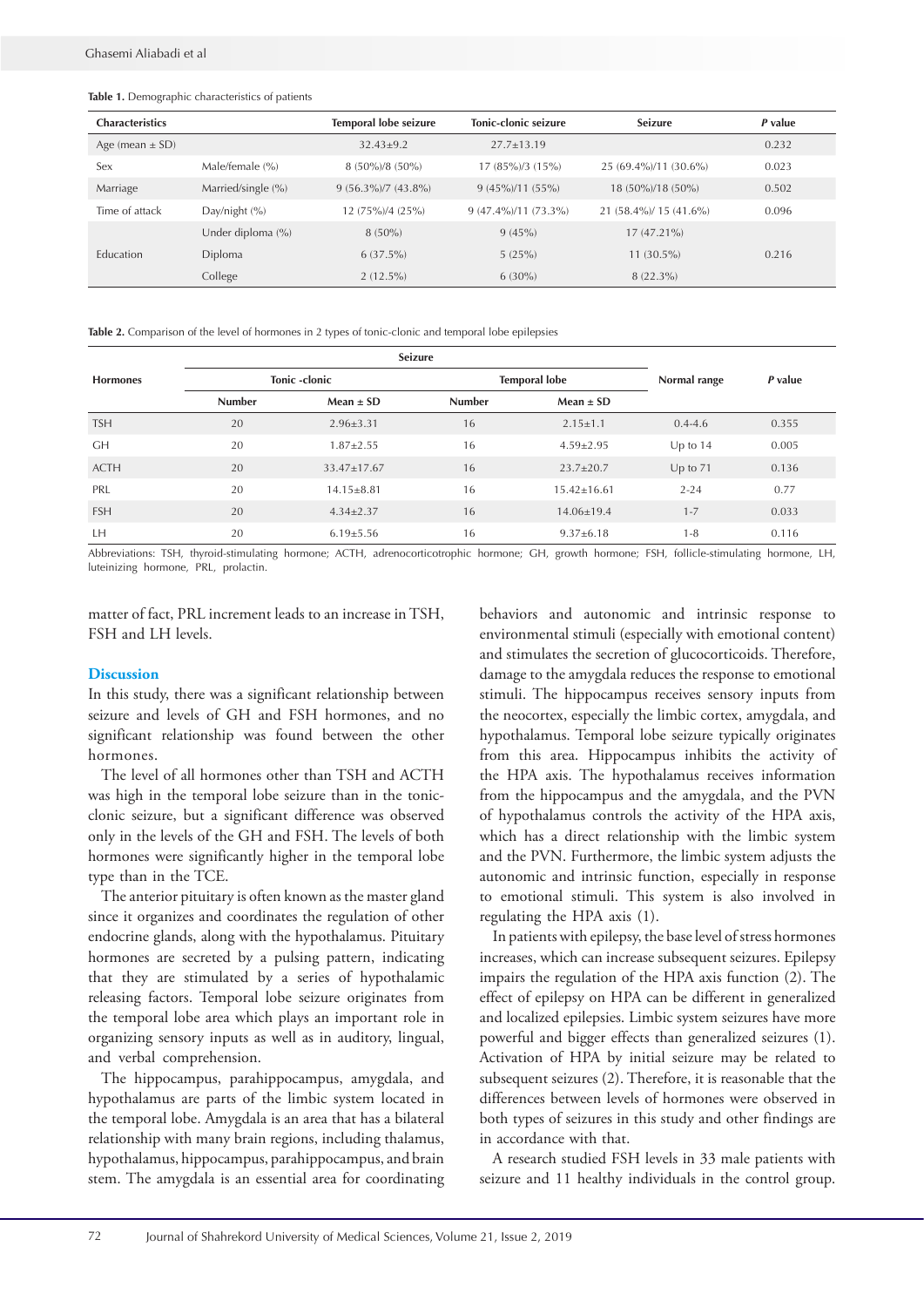**Table 1.** Demographic characteristics of patients

| Characteristics | | Temporal lobe seizure | Tonic-clonic seizure | Seizure | *P* value |
|---|---|---|---|---|---|
| Age (mean ± SD) | | 32.43±9.2 | 27.7±13.19 | | 0.232 |
| Sex | Male/female (%) | 8 (50%)/8 (50%) | 17 (85%)/3 (15%) | 25 (69.4%)/11 (30.6%) | 0.023 |
| Marriage | Married/single (%) | 9 (56.3%)/7 (43.8%) | 9 (45%)/11 (55%) | 18 (50%)/18 (50%) | 0.502 |
| Time of attack | Day/night (%) | 12 (75%)/4 (25%) | 9 (47.4%)/11 (73.3%) | 21 (58.4%)/ 15 (41.6%) | 0.096 |
| Education | Under diploma (%) | 8 (50%) | 9 (45%) | 17 (47.21%) | 0.216 |
| | Diploma | 6 (37.5%) | 5 (25%) | 11 (30.5%) | |
| | College | 2 (12.5%) | 6 (30%) | 8 (22.3%) | |

**Table 2.** Comparison of the level of hormones in 2 types of tonic-clonic and temporal lobe epilepsies

| Hormones | Seizure | | | | Normal range | *P* value |
|---|---|---|---|---|---|---|
| | Tonic -clonic | | Temporal lobe | | | |
| | Number | Mean ± SD | Number | Mean ± SD | | |
| TSH | 20 | 2.96±3.31 | 16 | 2.15±1.1 | 0.4-4.6 | 0.355 |
| GH | 20 | 1.87±2.55 | 16 | 4.59±2.95 | Up to 14 | 0.005 |
| ACTH | 20 | 33.47±17.67 | 16 | 23.7±20.7 | Up to 71 | 0.136 |
| PRL | 20 | 14.15±8.81 | 16 | 15.42±16.61 | 2-24 | 0.77 |
| FSH | 20 | 4.34±2.37 | 16 | 14.06±19.4 | 1-7 | 0.033 |
| LH | 20 | 6.19±5.56 | 16 | 9.37±6.18 | 1-8 | 0.116 |

Abbreviations: TSH, thyroid-stimulating hormone; ACTH, adrenocorticotrophic hormone; GH, growth hormone; FSH, follicle-stimulating hormone, LH, luteinizing hormone, PRL, prolactin.

matter of fact, PRL increment leads to an increase in TSH, FSH and LH levels.

## Discussion

In this study, there was a significant relationship between seizure and levels of GH and FSH hormones, and no significant relationship was found between the other hormones.

The level of all hormones other than TSH and ACTH was high in the temporal lobe seizure than in the tonic-clonic seizure, but a significant difference was observed only in the levels of the GH and FSH. The levels of both hormones were significantly higher in the temporal lobe type than in the TCE.

The anterior pituitary is often known as the master gland since it organizes and coordinates the regulation of other endocrine glands, along with the hypothalamus. Pituitary hormones are secreted by a pulsing pattern, indicating that they are stimulated by a series of hypothalamic releasing factors. Temporal lobe seizure originates from the temporal lobe area which plays an important role in organizing sensory inputs as well as in auditory, lingual, and verbal comprehension.

The hippocampus, parahippocampus, amygdala, and hypothalamus are parts of the limbic system located in the temporal lobe. Amygdala is an area that has a bilateral relationship with many brain regions, including thalamus, hypothalamus, hippocampus, parahippocampus, and brain stem. The amygdala is an essential area for coordinating behaviors and autonomic and intrinsic response to environmental stimuli (especially with emotional content) and stimulates the secretion of glucocorticoids. Therefore, damage to the amygdala reduces the response to emotional stimuli. The hippocampus receives sensory inputs from the neocortex, especially the limbic cortex, amygdala, and hypothalamus. Temporal lobe seizure typically originates from this area. Hippocampus inhibits the activity of the HPA axis. The hypothalamus receives information from the hippocampus and the amygdala, and the PVN of hypothalamus controls the activity of the HPA axis, which has a direct relationship with the limbic system and the PVN. Furthermore, the limbic system adjusts the autonomic and intrinsic function, especially in response to emotional stimuli. This system is also involved in regulating the HPA axis (1).

In patients with epilepsy, the base level of stress hormones increases, which can increase subsequent seizures. Epilepsy impairs the regulation of the HPA axis function (2). The effect of epilepsy on HPA can be different in generalized and localized epilepsies. Limbic system seizures have more powerful and bigger effects than generalized seizures (1). Activation of HPA by initial seizure may be related to subsequent seizures (2). Therefore, it is reasonable that the differences between levels of hormones were observed in both types of seizures in this study and other findings are in accordance with that.

A research studied FSH levels in 33 male patients with seizure and 11 healthy individuals in the control group.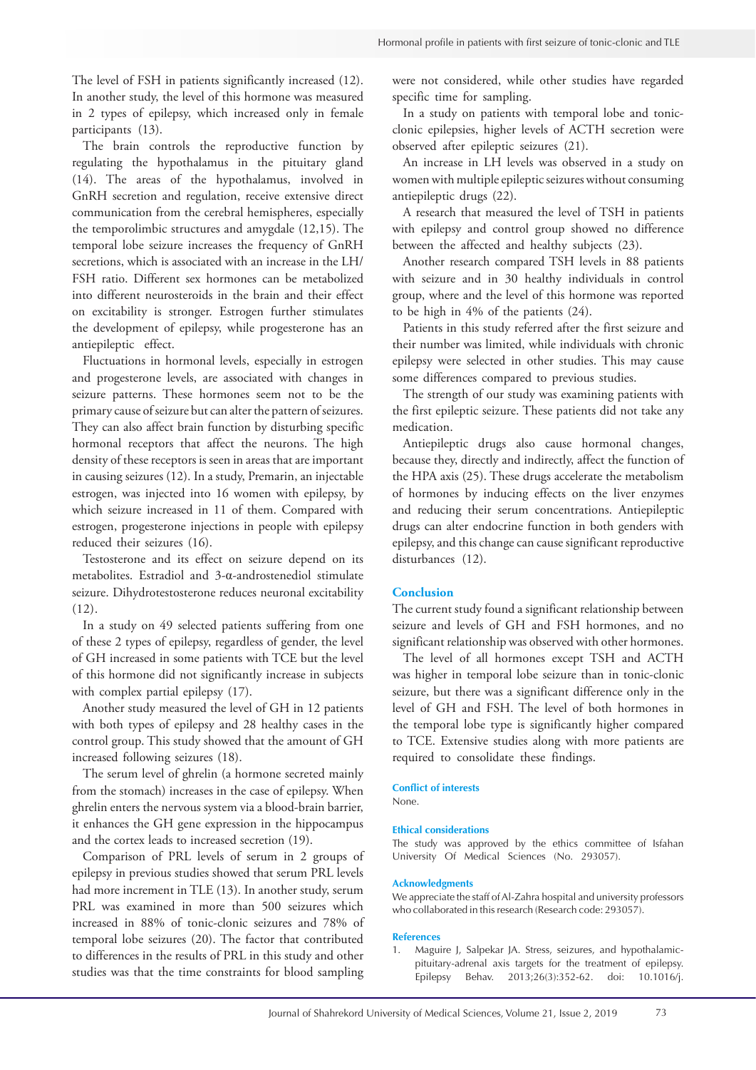The level of FSH in patients significantly increased (12). In another study, the level of this hormone was measured in 2 types of epilepsy, which increased only in female participants (13).

The brain controls the reproductive function by regulating the hypothalamus in the pituitary gland (14). The areas of the hypothalamus, involved in GnRH secretion and regulation, receive extensive direct communication from the cerebral hemispheres, especially the temporolimbic structures and amygdale (12,15). The temporal lobe seizure increases the frequency of GnRH secretions, which is associated with an increase in the LH/FSH ratio. Different sex hormones can be metabolized into different neurosteroids in the brain and their effect on excitability is stronger. Estrogen further stimulates the development of epilepsy, while progesterone has an antiepileptic effect.

Fluctuations in hormonal levels, especially in estrogen and progesterone levels, are associated with changes in seizure patterns. These hormones seem not to be the primary cause of seizure but can alter the pattern of seizures. They can also affect brain function by disturbing specific hormonal receptors that affect the neurons. The high density of these receptors is seen in areas that are important in causing seizures (12). In a study, Premarin, an injectable estrogen, was injected into 16 women with epilepsy, by which seizure increased in 11 of them. Compared with estrogen, progesterone injections in people with epilepsy reduced their seizures (16).

Testosterone and its effect on seizure depend on its metabolites. Estradiol and 3-α-androstenediol stimulate seizure. Dihydrotestosterone reduces neuronal excitability (12).

In a study on 49 selected patients suffering from one of these 2 types of epilepsy, regardless of gender, the level of GH increased in some patients with TCE but the level of this hormone did not significantly increase in subjects with complex partial epilepsy (17).

Another study measured the level of GH in 12 patients with both types of epilepsy and 28 healthy cases in the control group. This study showed that the amount of GH increased following seizures (18).

The serum level of ghrelin (a hormone secreted mainly from the stomach) increases in the case of epilepsy. When ghrelin enters the nervous system via a blood-brain barrier, it enhances the GH gene expression in the hippocampus and the cortex leads to increased secretion (19).

Comparison of PRL levels of serum in 2 groups of epilepsy in previous studies showed that serum PRL levels had more increment in TLE (13). In another study, serum PRL was examined in more than 500 seizures which increased in 88% of tonic-clonic seizures and 78% of temporal lobe seizures (20). The factor that contributed to differences in the results of PRL in this study and other studies was that the time constraints for blood sampling were not considered, while other studies have regarded specific time for sampling.

In a study on patients with temporal lobe and tonic-clonic epilepsies, higher levels of ACTH secretion were observed after epileptic seizures (21).

An increase in LH levels was observed in a study on women with multiple epileptic seizures without consuming antiepileptic drugs (22).

A research that measured the level of TSH in patients with epilepsy and control group showed no difference between the affected and healthy subjects (23).

Another research compared TSH levels in 88 patients with seizure and in 30 healthy individuals in control group, where and the level of this hormone was reported to be high in 4% of the patients (24).

Patients in this study referred after the first seizure and their number was limited, while individuals with chronic epilepsy were selected in other studies. This may cause some differences compared to previous studies.

The strength of our study was examining patients with the first epileptic seizure. These patients did not take any medication.

Antiepileptic drugs also cause hormonal changes, because they, directly and indirectly, affect the function of the HPA axis (25). These drugs accelerate the metabolism of hormones by inducing effects on the liver enzymes and reducing their serum concentrations. Antiepileptic drugs can alter endocrine function in both genders with epilepsy, and this change can cause significant reproductive disturbances (12).

## Conclusion

The current study found a significant relationship between seizure and levels of GH and FSH hormones, and no significant relationship was observed with other hormones.

The level of all hormones except TSH and ACTH was higher in temporal lobe seizure than in tonic-clonic seizure, but there was a significant difference only in the level of GH and FSH. The level of both hormones in the temporal lobe type is significantly higher compared to TCE. Extensive studies along with more patients are required to consolidate these findings.

### Conflict of interests

None.

### Ethical considerations

The study was approved by the ethics committee of Isfahan University Of Medical Sciences (No. 293057).

### Acknowledgments

We appreciate the staff of Al-Zahra hospital and university professors who collaborated in this research (Research code: 293057).

### References

1. Maguire J, Salpekar JA. Stress, seizures, and hypothalamic-pituitary-adrenal axis targets for the treatment of epilepsy. Epilepsy Behav. 2013;26(3):352-62. doi: 10.1016/j.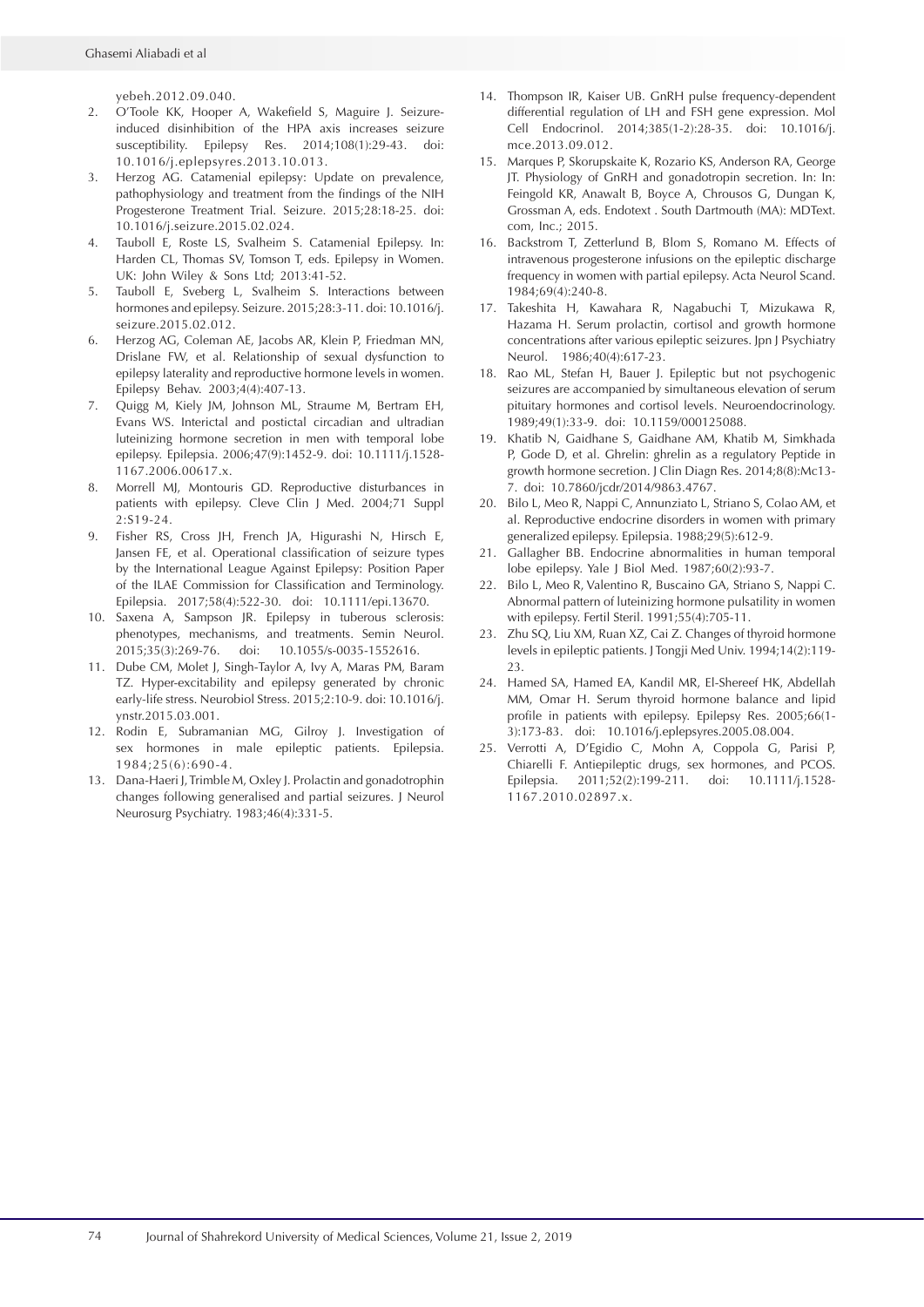yebeh.2012.09.040.

2. O'Toole KK, Hooper A, Wakefield S, Maguire J. Seizure-induced disinhibition of the HPA axis increases seizure susceptibility. Epilepsy Res. 2014;108(1):29-43. doi: 10.1016/j.eplepsyres.2013.10.013.
3. Herzog AG. Catamenial epilepsy: Update on prevalence, pathophysiology and treatment from the findings of the NIH Progesterone Treatment Trial. Seizure. 2015;28:18-25. doi: 10.1016/j.seizure.2015.02.024.
4. Tauboll E, Roste LS, Svalheim S. Catamenial Epilepsy. In: Harden CL, Thomas SV, Tomson T, eds. Epilepsy in Women. UK: John Wiley & Sons Ltd; 2013:41-52.
5. Tauboll E, Sveberg L, Svalheim S. Interactions between hormones and epilepsy. Seizure. 2015;28:3-11. doi: 10.1016/j.seizure.2015.02.012.
6. Herzog AG, Coleman AE, Jacobs AR, Klein P, Friedman MN, Drislane FW, et al. Relationship of sexual dysfunction to epilepsy laterality and reproductive hormone levels in women. Epilepsy Behav. 2003;4(4):407-13.
7. Quigg M, Kiely JM, Johnson ML, Straume M, Bertram EH, Evans WS. Interictal and postictal circadian and ultradian luteinizing hormone secretion in men with temporal lobe epilepsy. Epilepsia. 2006;47(9):1452-9. doi: 10.1111/j.1528-1167.2006.00617.x.
8. Morrell MJ, Montouris GD. Reproductive disturbances in patients with epilepsy. Cleve Clin J Med. 2004;71 Suppl 2:S19-24.
9. Fisher RS, Cross JH, French JA, Higurashi N, Hirsch E, Jansen FE, et al. Operational classification of seizure types by the International League Against Epilepsy: Position Paper of the ILAE Commission for Classification and Terminology. Epilepsia. 2017;58(4):522-30. doi: 10.1111/epi.13670.
10. Saxena A, Sampson JR. Epilepsy in tuberous sclerosis: phenotypes, mechanisms, and treatments. Semin Neurol. 2015;35(3):269-76. doi: 10.1055/s-0035-1552616.
11. Dube CM, Molet J, Singh-Taylor A, Ivy A, Maras PM, Baram TZ. Hyper-excitability and epilepsy generated by chronic early-life stress. Neurobiol Stress. 2015;2:10-9. doi: 10.1016/j.ynstr.2015.03.001.
12. Rodin E, Subramanian MG, Gilroy J. Investigation of sex hormones in male epileptic patients. Epilepsia. 1984;25(6):690-4.
13. Dana-Haeri J, Trimble M, Oxley J. Prolactin and gonadotrophin changes following generalised and partial seizures. J Neurol Neurosurg Psychiatry. 1983;46(4):331-5.
14. Thompson IR, Kaiser UB. GnRH pulse frequency-dependent differential regulation of LH and FSH gene expression. Mol Cell Endocrinol. 2014;385(1-2):28-35. doi: 10.1016/j.mce.2013.09.012.
15. Marques P, Skorupskaite K, Rozario KS, Anderson RA, George JT. Physiology of GnRH and gonadotropin secretion. In: In: Feingold KR, Anawalt B, Boyce A, Chrousos G, Dungan K, Grossman A, eds. Endotext . South Dartmouth (MA): MDText. com, Inc.; 2015.
16. Backstrom T, Zetterlund B, Blom S, Romano M. Effects of intravenous progesterone infusions on the epileptic discharge frequency in women with partial epilepsy. Acta Neurol Scand. 1984;69(4):240-8.
17. Takeshita H, Kawahara R, Nagabuchi T, Mizukawa R, Hazama H. Serum prolactin, cortisol and growth hormone concentrations after various epileptic seizures. Jpn J Psychiatry Neurol. 1986;40(4):617-23.
18. Rao ML, Stefan H, Bauer J. Epileptic but not psychogenic seizures are accompanied by simultaneous elevation of serum pituitary hormones and cortisol levels. Neuroendocrinology. 1989;49(1):33-9. doi: 10.1159/000125088.
19. Khatib N, Gaidhane S, Gaidhane AM, Khatib M, Simkhada P, Gode D, et al. Ghrelin: ghrelin as a regulatory Peptide in growth hormone secretion. J Clin Diagn Res. 2014;8(8):Mc13-7. doi: 10.7860/jcdr/2014/9863.4767.
20. Bilo L, Meo R, Nappi C, Annunziato L, Striano S, Colao AM, et al. Reproductive endocrine disorders in women with primary generalized epilepsy. Epilepsia. 1988;29(5):612-9.
21. Gallagher BB. Endocrine abnormalities in human temporal lobe epilepsy. Yale J Biol Med. 1987;60(2):93-7.
22. Bilo L, Meo R, Valentino R, Buscaino GA, Striano S, Nappi C. Abnormal pattern of luteinizing hormone pulsatility in women with epilepsy. Fertil Steril. 1991;55(4):705-11.
23. Zhu SQ, Liu XM, Ruan XZ, Cai Z. Changes of thyroid hormone levels in epileptic patients. J Tongji Med Univ. 1994;14(2):119-23.
24. Hamed SA, Hamed EA, Kandil MR, El-Shereef HK, Abdellah MM, Omar H. Serum thyroid hormone balance and lipid profile in patients with epilepsy. Epilepsy Res. 2005;66(1-3):173-83. doi: 10.1016/j.eplepsyres.2005.08.004.
25. Verrotti A, D'Egidio C, Mohn A, Coppola G, Parisi P, Chiarelli F. Antiepileptic drugs, sex hormones, and PCOS. Epilepsia. 2011;52(2):199-211. doi: 10.1111/j.1528-1167.2010.02897.x.